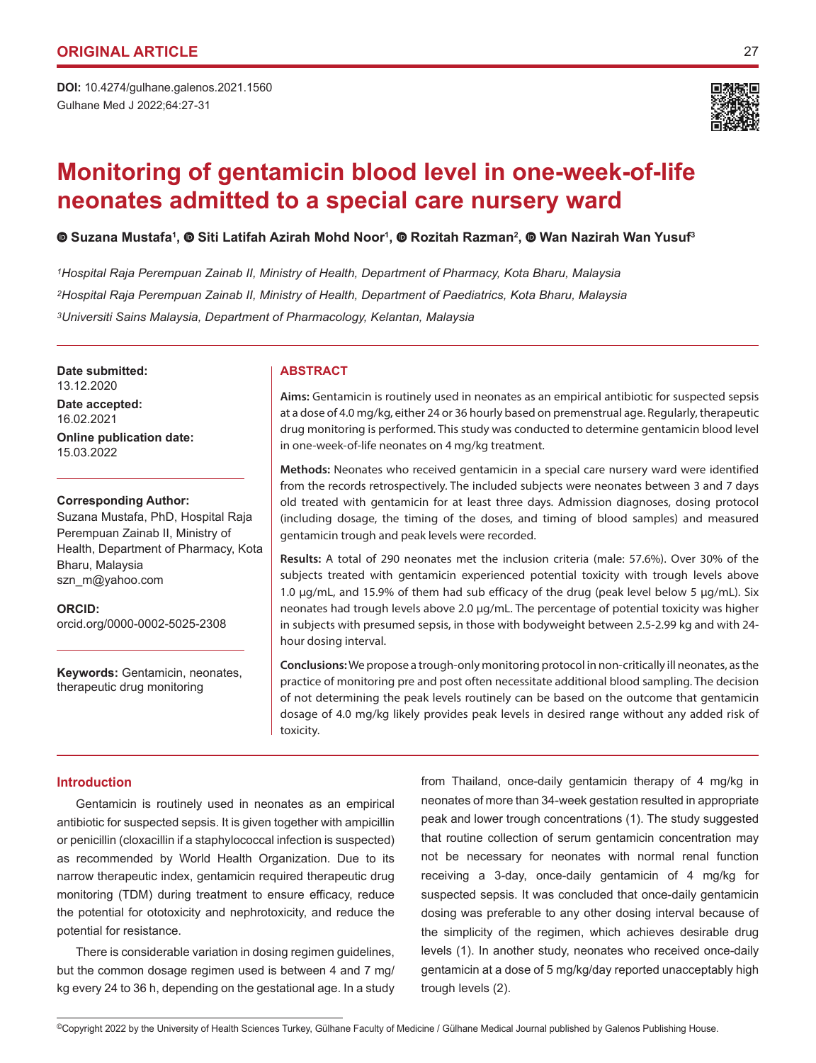ORIGINAL ARTICLE

DOI: 10.4274/gulhane.galenos.2021.1560

# Monitoring of gentamicin blood level in one-week-of-life neonates admitted to a special care nursery ward

Suzana Mustafa[1], Siti Latifah Azirah Mohd Noor[1], Rozitah Razman[2], Wan Nazirah Wan Yusuf[3]

[1]*Hospital Raja Perempuan Zainab II, Ministry of Health, Department of Pharmacy, Kota Bharu, Malaysia*

[2]*Hospital Raja Perempuan Zainab II, Ministry of Health, Department of Paediatrics, Kota Bharu, Malaysia*

[3]*Universiti Sains Malaysia, Department of Pharmacology, Kelantan, Malaysia*

**Date submitted:**
13.12.2020

**Date accepted:**
16.02.2021

**Online publication date:**
15.03.2022

**Corresponding Author:**
Suzana Mustafa, PhD, Hospital Raja Perempuan Zainab II, Ministry of Health, Department of Pharmacy, Kota Bharu, Malaysia
szn_m@yahoo.com

**ORCID:**
orcid.org/0000-0002-5025-2308

**Keywords:** Gentamicin, neonates, therapeutic drug monitoring

## ABSTRACT

**Aims:** Gentamicin is routinely used in neonates as an empirical antibiotic for suspected sepsis at a dose of 4.0 mg/kg, either 24 or 36 hourly based on premenstrual age. Regularly, therapeutic drug monitoring is performed. This study was conducted to determine gentamicin blood level in one-week-of-life neonates on 4 mg/kg treatment.

**Methods:** Neonates who received gentamicin in a special care nursery ward were identified from the records retrospectively. The included subjects were neonates between 3 and 7 days old treated with gentamicin for at least three days. Admission diagnoses, dosing protocol (including dosage, the timing of the doses, and timing of blood samples) and measured gentamicin trough and peak levels were recorded.

**Results:** A total of 290 neonates met the inclusion criteria (male: 57.6%). Over 30% of the subjects treated with gentamicin experienced potential toxicity with trough levels above 1.0 µg/mL, and 15.9% of them had sub efficacy of the drug (peak level below 5 µg/mL). Six neonates had trough levels above 2.0 µg/mL. The percentage of potential toxicity was higher in subjects with presumed sepsis, in those with bodyweight between 2.5-2.99 kg and with 24-hour dosing interval.

**Conclusions:** We propose a trough-only monitoring protocol in non-critically ill neonates, as the practice of monitoring pre and post often necessitate additional blood sampling. The decision of not determining the peak levels routinely can be based on the outcome that gentamicin dosage of 4.0 mg/kg likely provides peak levels in desired range without any added risk of toxicity.

## Introduction

Gentamicin is routinely used in neonates as an empirical antibiotic for suspected sepsis. It is given together with ampicillin or penicillin (cloxacillin if a staphylococcal infection is suspected) as recommended by World Health Organization. Due to its narrow therapeutic index, gentamicin required therapeutic drug monitoring (TDM) during treatment to ensure efficacy, reduce the potential for ototoxicity and nephrotoxicity, and reduce the potential for resistance.

There is considerable variation in dosing regimen guidelines, but the common dosage regimen used is between 4 and 7 mg/kg every 24 to 36 h, depending on the gestational age. In a study from Thailand, once-daily gentamicin therapy of 4 mg/kg in neonates of more than 34-week gestation resulted in appropriate peak and lower trough concentrations (1). The study suggested that routine collection of serum gentamicin concentration may not be necessary for neonates with normal renal function receiving a 3-day, once-daily gentamicin of 4 mg/kg for suspected sepsis. It was concluded that once-daily gentamicin dosing was preferable to any other dosing interval because of the simplicity of the regimen, which achieves desirable drug levels (1). In another study, neonates who received once-daily gentamicin at a dose of 5 mg/kg/day reported unacceptably high trough levels (2).

©Copyright 2022 by the University of Health Sciences Turkey, Gülhane Faculty of Medicine / Gülhane Medical Journal published by Galenos Publishing House.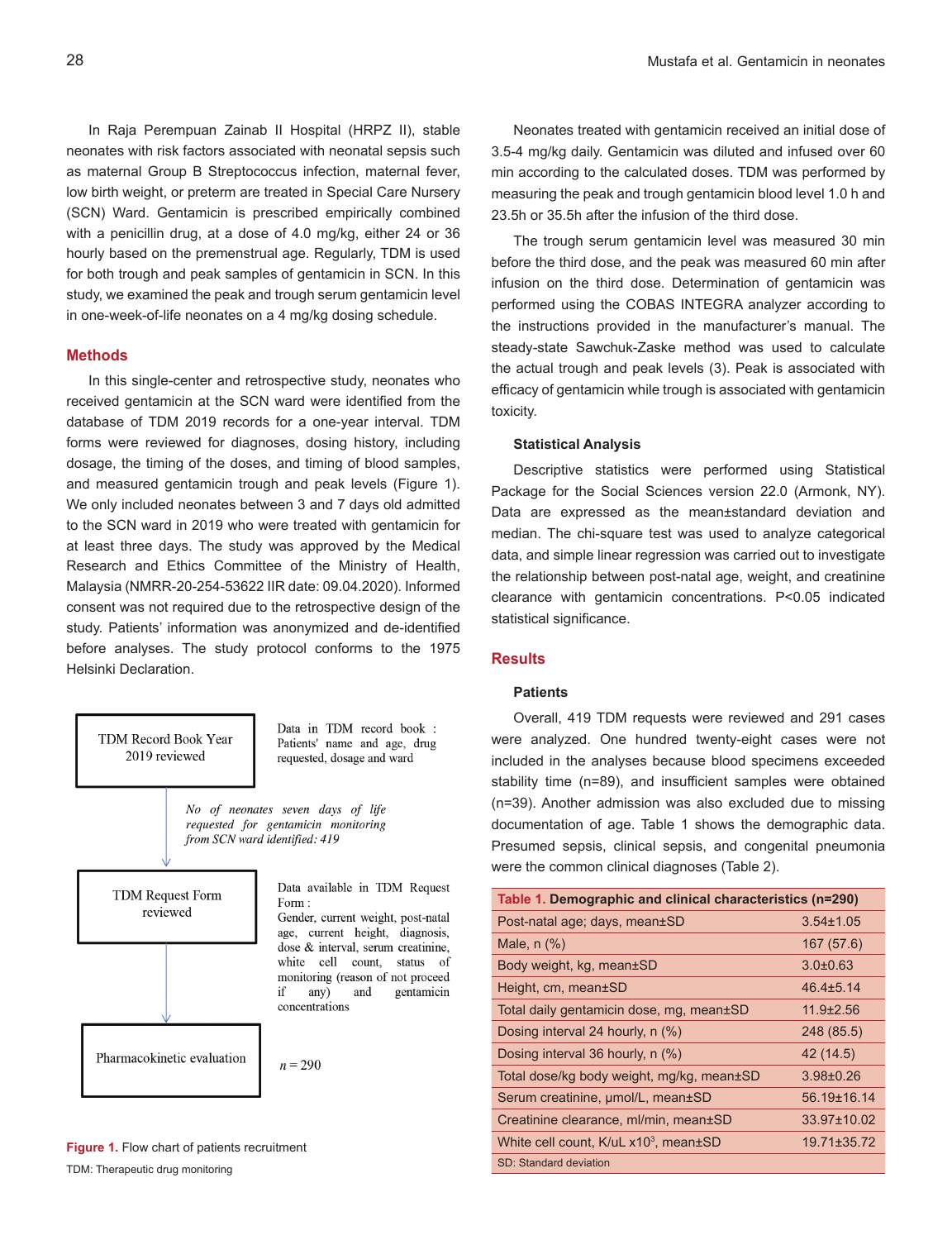In Raja Perempuan Zainab II Hospital (HRPZ II), stable neonates with risk factors associated with neonatal sepsis such as maternal Group B Streptococcus infection, maternal fever, low birth weight, or preterm are treated in Special Care Nursery (SCN) Ward. Gentamicin is prescribed empirically combined with a penicillin drug, at a dose of 4.0 mg/kg, either 24 or 36 hourly based on the premenstrual age. Regularly, TDM is used for both trough and peak samples of gentamicin in SCN. In this study, we examined the peak and trough serum gentamicin level in one-week-of-life neonates on a 4 mg/kg dosing schedule.

## Methods

In this single-center and retrospective study, neonates who received gentamicin at the SCN ward were identified from the database of TDM 2019 records for a one-year interval. TDM forms were reviewed for diagnoses, dosing history, including dosage, the timing of the doses, and timing of blood samples, and measured gentamicin trough and peak levels (Figure 1). We only included neonates between 3 and 7 days old admitted to the SCN ward in 2019 who were treated with gentamicin for at least three days. The study was approved by the Medical Research and Ethics Committee of the Ministry of Health, Malaysia (NMRR-20-254-53622 IIR date: 09.04.2020). Informed consent was not required due to the retrospective design of the study. Patients' information was anonymized and de-identified before analyses. The study protocol conforms to the 1975 Helsinki Declaration.

TDM Record Book Year 2019 reviewed — Data in TDM record book: Patients' name and age, drug requested, dosage and ward

*No of neonates seven days of life requested for gentamicin monitoring from SCN ward identified: 419*

TDM Request Form reviewed — Data available in TDM Request Form: Gender, current weight, post-natal age, current height, diagnosis, dose & interval, serum creatinine, white cell count, status of monitoring (reason of not proceed if any) and gentamicin concentrations

Pharmacokinetic evaluation — $n = 290$

**Figure 1.** Flow chart of patients recruitment

TDM: Therapeutic drug monitoring

Neonates treated with gentamicin received an initial dose of 3.5-4 mg/kg daily. Gentamicin was diluted and infused over 60 min according to the calculated doses. TDM was performed by measuring the peak and trough gentamicin blood level 1.0 h and 23.5h or 35.5h after the infusion of the third dose.

The trough serum gentamicin level was measured 30 min before the third dose, and the peak was measured 60 min after infusion on the third dose. Determination of gentamicin was performed using the COBAS INTEGRA analyzer according to the instructions provided in the manufacturer's manual. The steady-state Sawchuk-Zaske method was used to calculate the actual trough and peak levels (3). Peak is associated with efficacy of gentamicin while trough is associated with gentamicin toxicity.

### Statistical Analysis

Descriptive statistics were performed using Statistical Package for the Social Sciences version 22.0 (Armonk, NY). Data are expressed as the mean±standard deviation and median. The chi-square test was used to analyze categorical data, and simple linear regression was carried out to investigate the relationship between post-natal age, weight, and creatinine clearance with gentamicin concentrations. $P<0.05$ indicated statistical significance.

## Results

### Patients

Overall, 419 TDM requests were reviewed and 291 cases were analyzed. One hundred twenty-eight cases were not included in the analyses because blood specimens exceeded stability time (n=89), and insufficient samples were obtained (n=39). Another admission was also excluded due to missing documentation of age. Table 1 shows the demographic data. Presumed sepsis, clinical sepsis, and congenital pneumonia were the common clinical diagnoses (Table 2).

**Table 1.** Demographic and clinical characteristics (n=290)

| Characteristic | Value |
|---|---|
| Post-natal age; days, mean±SD | 3.54±1.05 |
| Male, n (%) | 167 (57.6) |
| Body weight, kg, mean±SD | 3.0±0.63 |
| Height, cm, mean±SD | 46.4±5.14 |
| Total daily gentamicin dose, mg, mean±SD | 11.9±2.56 |
| Dosing interval 24 hourly, n (%) | 248 (85.5) |
| Dosing interval 36 hourly, n (%) | 42 (14.5) |
| Total dose/kg body weight, mg/kg, mean±SD | 3.98±0.26 |
| Serum creatinine, µmol/L, mean±SD | 56.19±16.14 |
| Creatinine clearance, ml/min, mean±SD | 33.97±10.02 |
| White cell count, K/uL x$10^3$, mean±SD | 19.71±35.72 |

SD: Standard deviation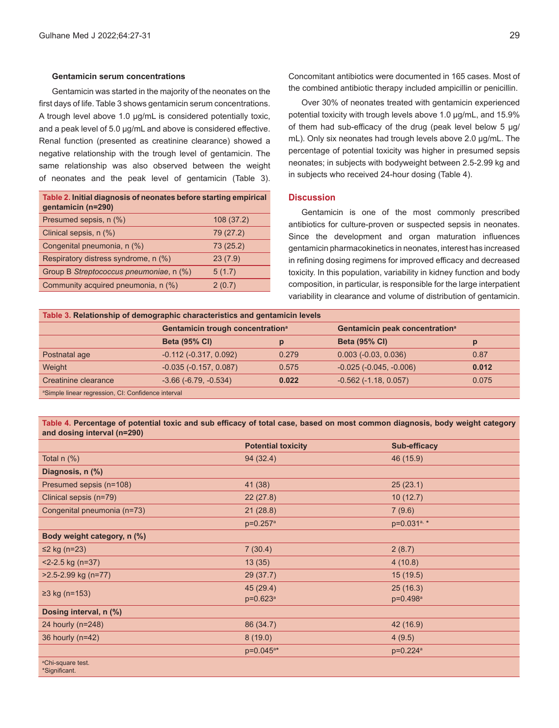### Gentamicin serum concentrations

Gentamicin was started in the majority of the neonates on the first days of life. Table 3 shows gentamicin serum concentrations. A trough level above 1.0 µg/mL is considered potentially toxic, and a peak level of 5.0 µg/mL and above is considered effective. Renal function (presented as creatinine clearance) showed a negative relationship with the trough level of gentamicin. The same relationship was also observed between the weight of neonates and the peak level of gentamicin (Table 3).

**Table 2. Initial diagnosis of neonates before starting empirical gentamicin (n=290)**

| | |
|---|---|
| Presumed sepsis, n (%) | 108 (37.2) |
| Clinical sepsis, n (%) | 79 (27.2) |
| Congenital pneumonia, n (%) | 73 (25.2) |
| Respiratory distress syndrome, n (%) | 23 (7.9) |
| Group B *Streptococcus pneumoniae*, n (%) | 5 (1.7) |
| Community acquired pneumonia, n (%) | 2 (0.7) |

Concomitant antibiotics were documented in 165 cases. Most of the combined antibiotic therapy included ampicillin or penicillin.

Over 30% of neonates treated with gentamicin experienced potential toxicity with trough levels above 1.0 µg/mL, and 15.9% of them had sub-efficacy of the drug (peak level below 5 µg/mL). Only six neonates had trough levels above 2.0 µg/mL. The percentage of potential toxicity was higher in presumed sepsis neonates; in subjects with bodyweight between 2.5-2.99 kg and in subjects who received 24-hour dosing (Table 4).

## Discussion

Gentamicin is one of the most commonly prescribed antibiotics for culture-proven or suspected sepsis in neonates. Since the development and organ maturation influences gentamicin pharmacokinetics in neonates, interest has increased in refining dosing regimens for improved efficacy and decreased toxicity. In this population, variability in kidney function and body composition, in particular, is responsible for the large interpatient variability in clearance and volume of distribution of gentamicin.

**Table 3. Relationship of demographic characteristics and gentamicin levels**

| | Gentamicin trough concentration[a] | | Gentamicin peak concentration[a] | |
|---|---|---|---|---|
| | **Beta (95% CI)** | **p** | **Beta (95% CI)** | **p** |
| Postnatal age | -0.112 (-0.317, 0.092) | 0.279 | 0.003 (-0.03, 0.036) | 0.87 |
| Weight | -0.035 (-0.157, 0.087) | 0.575 | -0.025 (-0.045, -0.006) | **0.012** |
| Creatinine clearance | -3.66 (-6.79, -0.534) | **0.022** | -0.562 (-1.18, 0.057) | 0.075 |

[a]Simple linear regression, CI: Confidence interval

**Table 4. Percentage of potential toxic and sub efficacy of total case, based on most common diagnosis, body weight category and dosing interval (n=290)**

| | Potential toxicity | Sub-efficacy |
|---|---|---|
| Total n (%) | 94 (32.4) | 46 (15.9) |
| **Diagnosis, n (%)** | | |
| Presumed sepsis (n=108) | 41 (38) | 25 (23.1) |
| Clinical sepsis (n=79) | 22 (27.8) | 10 (12.7) |
| Congenital pneumonia (n=73) | 21 (28.8) | 7 (9.6) |
| | p=0.257[a] | p=0.031[a, *] |
| **Body weight category, n (%)** | | |
| ≤2 kg (n=23) | 7 (30.4) | 2 (8.7) |
| <2-2.5 kg (n=37) | 13 (35) | 4 (10.8) |
| >2.5-2.99 kg (n=77) | 29 (37.7) | 15 (19.5) |
| ≥3 kg (n=153) | 45 (29.4) p=0.623[a] | 25 (16.3) p=0.498[a] |
| **Dosing interval, n (%)** | | |
| 24 hourly (n=248) | 86 (34.7) | 42 (16.9) |
| 36 hourly (n=42) | 8 (19.0) | 4 (9.5) |
| | p=0.045[a]* | p=0.224[a] |

[a]Chi-square test.
*Significant.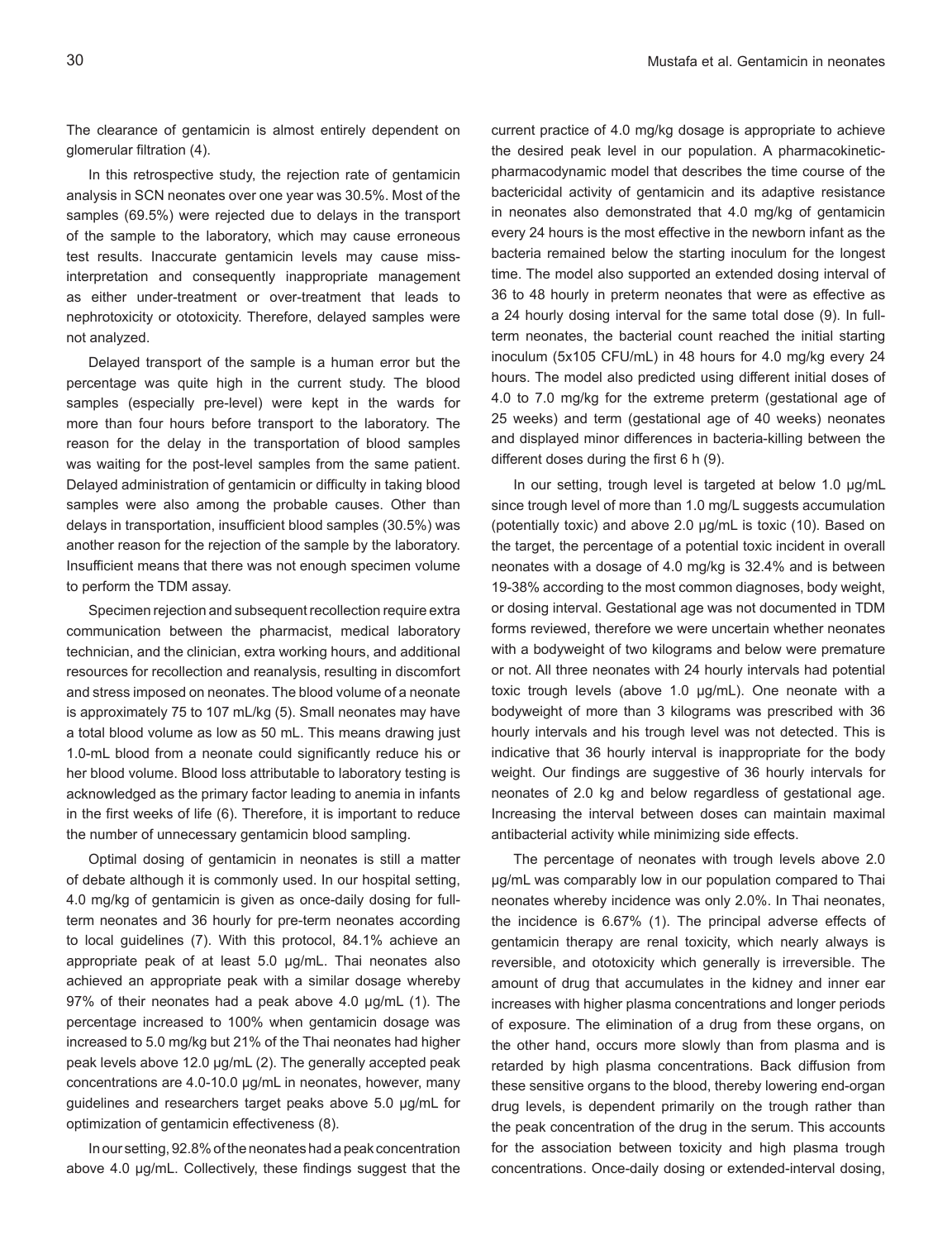The clearance of gentamicin is almost entirely dependent on glomerular filtration (4).

In this retrospective study, the rejection rate of gentamicin analysis in SCN neonates over one year was 30.5%. Most of the samples (69.5%) were rejected due to delays in the transport of the sample to the laboratory, which may cause erroneous test results. Inaccurate gentamicin levels may cause miss-interpretation and consequently inappropriate management as either under-treatment or over-treatment that leads to nephrotoxicity or ototoxicity. Therefore, delayed samples were not analyzed.

Delayed transport of the sample is a human error but the percentage was quite high in the current study. The blood samples (especially pre-level) were kept in the wards for more than four hours before transport to the laboratory. The reason for the delay in the transportation of blood samples was waiting for the post-level samples from the same patient. Delayed administration of gentamicin or difficulty in taking blood samples were also among the probable causes. Other than delays in transportation, insufficient blood samples (30.5%) was another reason for the rejection of the sample by the laboratory. Insufficient means that there was not enough specimen volume to perform the TDM assay.

Specimen rejection and subsequent recollection require extra communication between the pharmacist, medical laboratory technician, and the clinician, extra working hours, and additional resources for recollection and reanalysis, resulting in discomfort and stress imposed on neonates. The blood volume of a neonate is approximately 75 to 107 mL/kg (5). Small neonates may have a total blood volume as low as 50 mL. This means drawing just 1.0-mL blood from a neonate could significantly reduce his or her blood volume. Blood loss attributable to laboratory testing is acknowledged as the primary factor leading to anemia in infants in the first weeks of life (6). Therefore, it is important to reduce the number of unnecessary gentamicin blood sampling.

Optimal dosing of gentamicin in neonates is still a matter of debate although it is commonly used. In our hospital setting, 4.0 mg/kg of gentamicin is given as once-daily dosing for full-term neonates and 36 hourly for pre-term neonates according to local guidelines (7). With this protocol, 84.1% achieve an appropriate peak of at least 5.0 µg/mL. Thai neonates also achieved an appropriate peak with a similar dosage whereby 97% of their neonates had a peak above 4.0 µg/mL (1). The percentage increased to 100% when gentamicin dosage was increased to 5.0 mg/kg but 21% of the Thai neonates had higher peak levels above 12.0 µg/mL (2). The generally accepted peak concentrations are 4.0-10.0 µg/mL in neonates, however, many guidelines and researchers target peaks above 5.0 µg/mL for optimization of gentamicin effectiveness (8).

In our setting, 92.8% of the neonates had a peak concentration above 4.0 µg/mL. Collectively, these findings suggest that the current practice of 4.0 mg/kg dosage is appropriate to achieve the desired peak level in our population. A pharmacokinetic-pharmacodynamic model that describes the time course of the bactericidal activity of gentamicin and its adaptive resistance in neonates also demonstrated that 4.0 mg/kg of gentamicin every 24 hours is the most effective in the newborn infant as the bacteria remained below the starting inoculum for the longest time. The model also supported an extended dosing interval of 36 to 48 hourly in preterm neonates that were as effective as a 24 hourly dosing interval for the same total dose (9). In full-term neonates, the bacterial count reached the initial starting inoculum (5x105 CFU/mL) in 48 hours for 4.0 mg/kg every 24 hours. The model also predicted using different initial doses of 4.0 to 7.0 mg/kg for the extreme preterm (gestational age of 25 weeks) and term (gestational age of 40 weeks) neonates and displayed minor differences in bacteria-killing between the different doses during the first 6 h (9).

In our setting, trough level is targeted at below 1.0 µg/mL since trough level of more than 1.0 mg/L suggests accumulation (potentially toxic) and above 2.0 µg/mL is toxic (10). Based on the target, the percentage of a potential toxic incident in overall neonates with a dosage of 4.0 mg/kg is 32.4% and is between 19-38% according to the most common diagnoses, body weight, or dosing interval. Gestational age was not documented in TDM forms reviewed, therefore we were uncertain whether neonates with a bodyweight of two kilograms and below were premature or not. All three neonates with 24 hourly intervals had potential toxic trough levels (above 1.0 µg/mL). One neonate with a bodyweight of more than 3 kilograms was prescribed with 36 hourly intervals and his trough level was not detected. This is indicative that 36 hourly interval is inappropriate for the body weight. Our findings are suggestive of 36 hourly intervals for neonates of 2.0 kg and below regardless of gestational age. Increasing the interval between doses can maintain maximal antibacterial activity while minimizing side effects.

The percentage of neonates with trough levels above 2.0 µg/mL was comparably low in our population compared to Thai neonates whereby incidence was only 2.0%. In Thai neonates, the incidence is 6.67% (1). The principal adverse effects of gentamicin therapy are renal toxicity, which nearly always is reversible, and ototoxicity which generally is irreversible. The amount of drug that accumulates in the kidney and inner ear increases with higher plasma concentrations and longer periods of exposure. The elimination of a drug from these organs, on the other hand, occurs more slowly than from plasma and is retarded by high plasma concentrations. Back diffusion from these sensitive organs to the blood, thereby lowering end-organ drug levels, is dependent primarily on the trough rather than the peak concentration of the drug in the serum. This accounts for the association between toxicity and high plasma trough concentrations. Once-daily dosing or extended-interval dosing,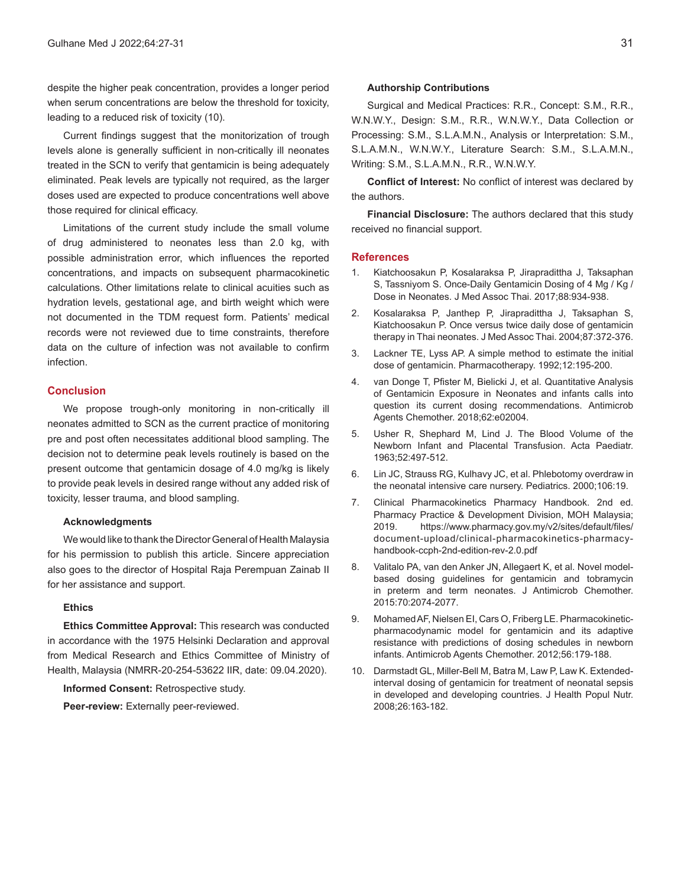despite the higher peak concentration, provides a longer period when serum concentrations are below the threshold for toxicity, leading to a reduced risk of toxicity (10).

Current findings suggest that the monitorization of trough levels alone is generally sufficient in non-critically ill neonates treated in the SCN to verify that gentamicin is being adequately eliminated. Peak levels are typically not required, as the larger doses used are expected to produce concentrations well above those required for clinical efficacy.

Limitations of the current study include the small volume of drug administered to neonates less than 2.0 kg, with possible administration error, which influences the reported concentrations, and impacts on subsequent pharmacokinetic calculations. Other limitations relate to clinical acuities such as hydration levels, gestational age, and birth weight which were not documented in the TDM request form. Patients' medical records were not reviewed due to time constraints, therefore data on the culture of infection was not available to confirm infection.

## Conclusion

We propose trough-only monitoring in non-critically ill neonates admitted to SCN as the current practice of monitoring pre and post often necessitates additional blood sampling. The decision not to determine peak levels routinely is based on the present outcome that gentamicin dosage of 4.0 mg/kg is likely to provide peak levels in desired range without any added risk of toxicity, lesser trauma, and blood sampling.

### Acknowledgments

We would like to thank the Director General of Health Malaysia for his permission to publish this article. Sincere appreciation also goes to the director of Hospital Raja Perempuan Zainab II for her assistance and support.

### Ethics

**Ethics Committee Approval:** This research was conducted in accordance with the 1975 Helsinki Declaration and approval from Medical Research and Ethics Committee of Ministry of Health, Malaysia (NMRR-20-254-53622 IIR, date: 09.04.2020).

**Informed Consent:** Retrospective study.

**Peer-review:** Externally peer-reviewed.

### Authorship Contributions

Surgical and Medical Practices: R.R., Concept: S.M., R.R., W.N.W.Y., Design: S.M., R.R., W.N.W.Y., Data Collection or Processing: S.M., S.L.A.M.N., Analysis or Interpretation: S.M., S.L.A.M.N., W.N.W.Y., Literature Search: S.M., S.L.A.M.N., Writing: S.M., S.L.A.M.N., R.R., W.N.W.Y.

**Conflict of Interest:** No conflict of interest was declared by the authors.

**Financial Disclosure:** The authors declared that this study received no financial support.

## References

1. Kiatchoosakun P, Kosalaraksa P, Jirapradittha J, Taksaphan S, Tassniyom S. Once-Daily Gentamicin Dosing of 4 Mg / Kg / Dose in Neonates. J Med Assoc Thai. 2017;88:934-938.
2. Kosalaraksa P, Janthep P, Jirapradittha J, Taksaphan S, Kiatchoosakun P. Once versus twice daily dose of gentamicin therapy in Thai neonates. J Med Assoc Thai. 2004;87:372-376.
3. Lackner TE, Lyss AP. A simple method to estimate the initial dose of gentamicin. Pharmacotherapy. 1992;12:195-200.
4. van Donge T, Pfister M, Bielicki J, et al. Quantitative Analysis of Gentamicin Exposure in Neonates and infants calls into question its current dosing recommendations. Antimicrob Agents Chemother. 2018;62:e02004.
5. Usher R, Shephard M, Lind J. The Blood Volume of the Newborn Infant and Placental Transfusion. Acta Paediatr. 1963;52:497-512.
6. Lin JC, Strauss RG, Kulhavy JC, et al. Phlebotomy overdraw in the neonatal intensive care nursery. Pediatrics. 2000;106:19.
7. Clinical Pharmacokinetics Pharmacy Handbook. 2nd ed. Pharmacy Practice & Development Division, MOH Malaysia; 2019. https://www.pharmacy.gov.my/v2/sites/default/files/document-upload/clinical-pharmacokinetics-pharmacy-handbook-ccph-2nd-edition-rev-2.0.pdf
8. Valitalo PA, van den Anker JN, Allegaert K, et al. Novel model-based dosing guidelines for gentamicin and tobramycin in preterm and term neonates. J Antimicrob Chemother. 2015:70:2074-2077.
9. Mohamed AF, Nielsen EI, Cars O, Friberg LE. Pharmacokinetic-pharmacodynamic model for gentamicin and its adaptive resistance with predictions of dosing schedules in newborn infants. Antimicrob Agents Chemother. 2012;56:179-188.
10. Darmstadt GL, Miller-Bell M, Batra M, Law P, Law K. Extended-interval dosing of gentamicin for treatment of neonatal sepsis in developed and developing countries. J Health Popul Nutr. 2008;26:163-182.